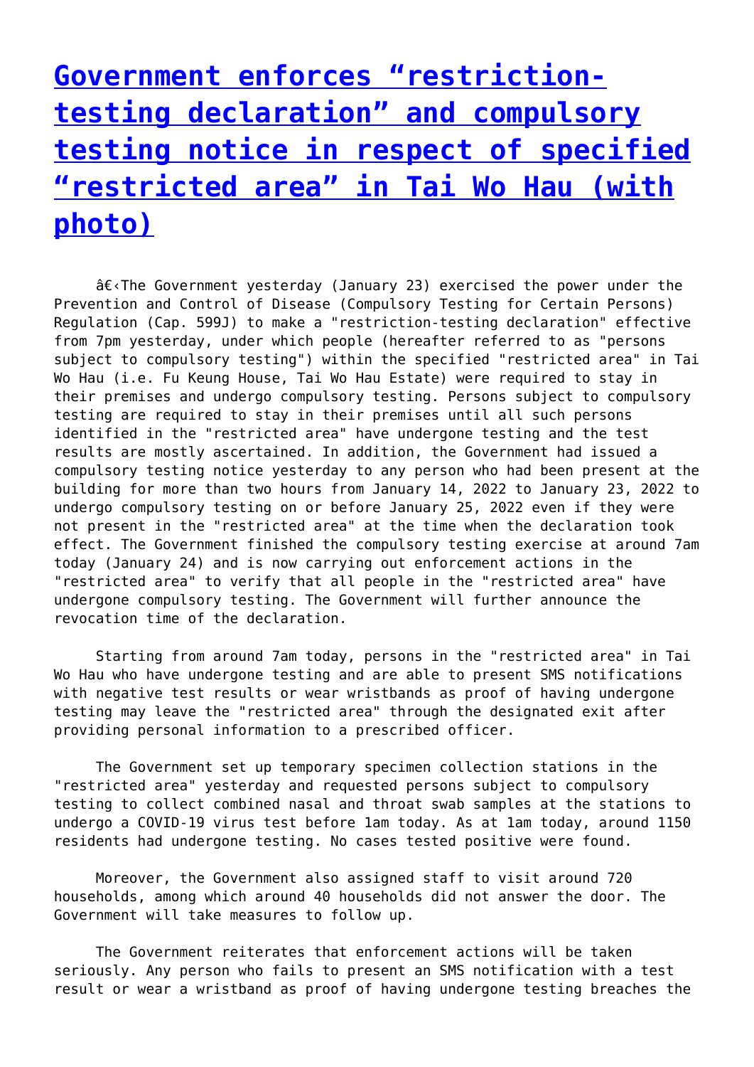# Government enforces “restriction-testing declaration” and compulsory testing notice in respect of specified “restricted area” in Tai Wo Hau (with photo)

â€‹The Government yesterday (January 23) exercised the power under the Prevention and Control of Disease (Compulsory Testing for Certain Persons) Regulation (Cap. 599J) to make a "restriction-testing declaration" effective from 7pm yesterday, under which people (hereafter referred to as "persons subject to compulsory testing") within the specified "restricted area" in Tai Wo Hau (i.e. Fu Keung House, Tai Wo Hau Estate) were required to stay in their premises and undergo compulsory testing. Persons subject to compulsory testing are required to stay in their premises until all such persons identified in the "restricted area" have undergone testing and the test results are mostly ascertained. In addition, the Government had issued a compulsory testing notice yesterday to any person who had been present at the building for more than two hours from January 14, 2022 to January 23, 2022 to undergo compulsory testing on or before January 25, 2022 even if they were not present in the "restricted area" at the time when the declaration took effect. The Government finished the compulsory testing exercise at around 7am today (January 24) and is now carrying out enforcement actions in the "restricted area" to verify that all people in the "restricted area" have undergone compulsory testing. The Government will further announce the revocation time of the declaration.

Starting from around 7am today, persons in the "restricted area" in Tai Wo Hau who have undergone testing and are able to present SMS notifications with negative test results or wear wristbands as proof of having undergone testing may leave the "restricted area" through the designated exit after providing personal information to a prescribed officer.

The Government set up temporary specimen collection stations in the "restricted area" yesterday and requested persons subject to compulsory testing to collect combined nasal and throat swab samples at the stations to undergo a COVID-19 virus test before 1am today. As at 1am today, around 1150 residents had undergone testing. No cases tested positive were found.

Moreover, the Government also assigned staff to visit around 720 households, among which around 40 households did not answer the door. The Government will take measures to follow up.

The Government reiterates that enforcement actions will be taken seriously. Any person who fails to present an SMS notification with a test result or wear a wristband as proof of having undergone testing breaches the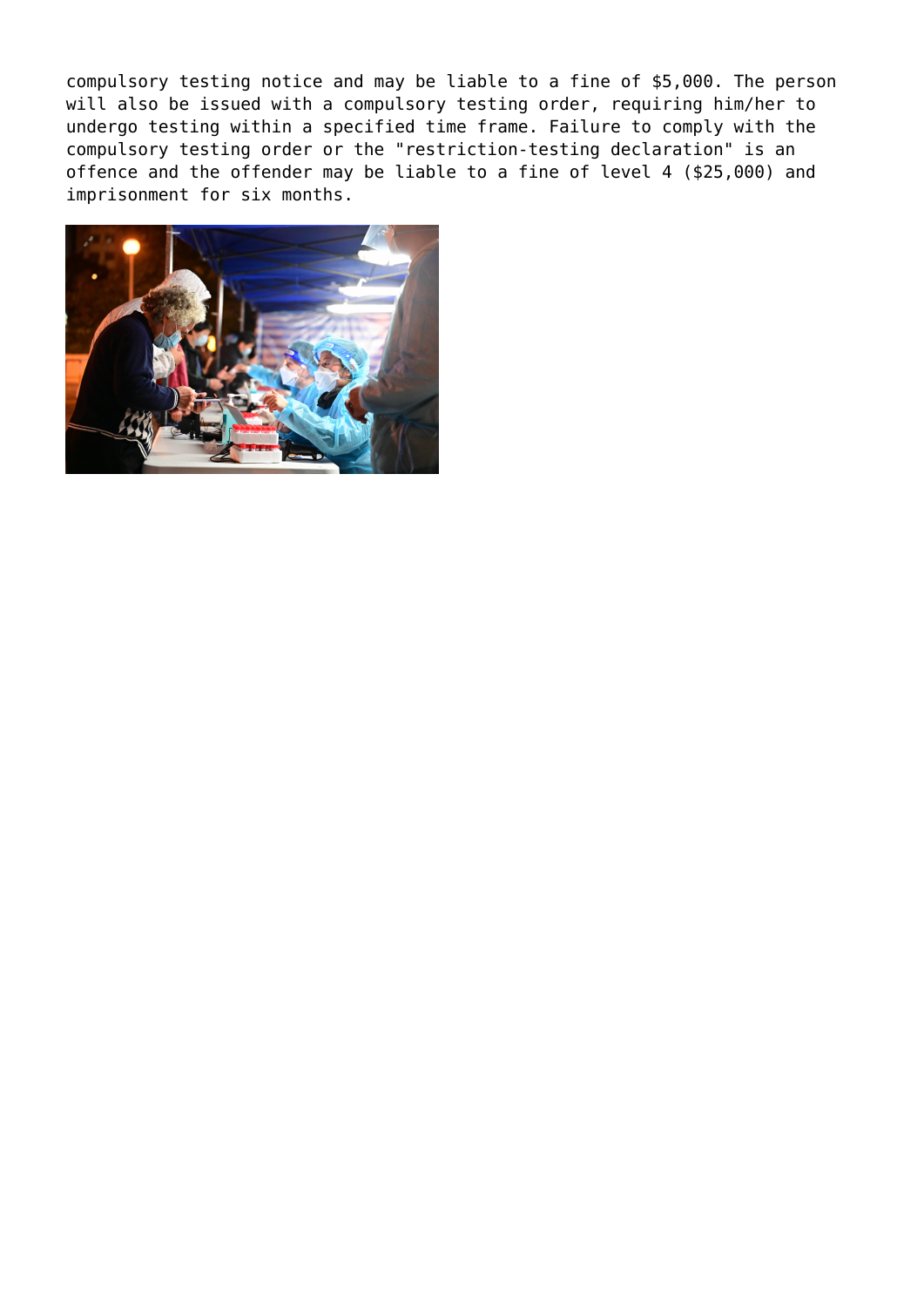compulsory testing notice and may be liable to a fine of $5,000. The person will also be issued with a compulsory testing order, requiring him/her to undergo testing within a specified time frame. Failure to comply with the compulsory testing order or the "restriction-testing declaration" is an offence and the offender may be liable to a fine of level 4 ($25,000) and imprisonment for six months.